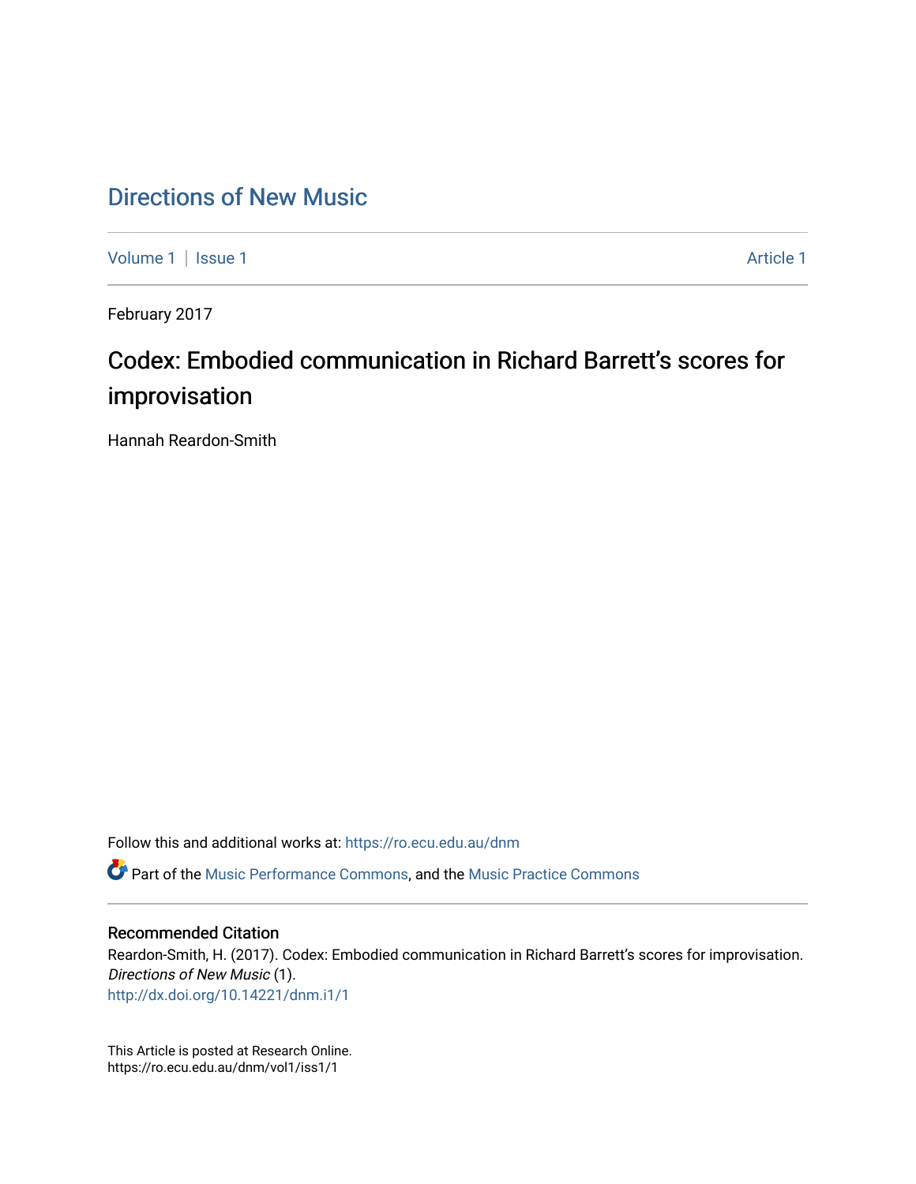# Directions of New Music

Volume 1 | Issue 1 Article 1

February 2017

## Codex: Embodied communication in Richard Barrett's scores for improvisation

Hannah Reardon-Smith

Follow this and additional works at: https://ro.ecu.edu.au/dnm

Part of the Music Performance Commons, and the Music Practice Commons

### Recommended Citation

Reardon-Smith, H. (2017). Codex: Embodied communication in Richard Barrett's scores for improvisation. *Directions of New Music* (1).
http://dx.doi.org/10.14221/dnm.i1/1

This Article is posted at Research Online.
https://ro.ecu.edu.au/dnm/vol1/iss1/1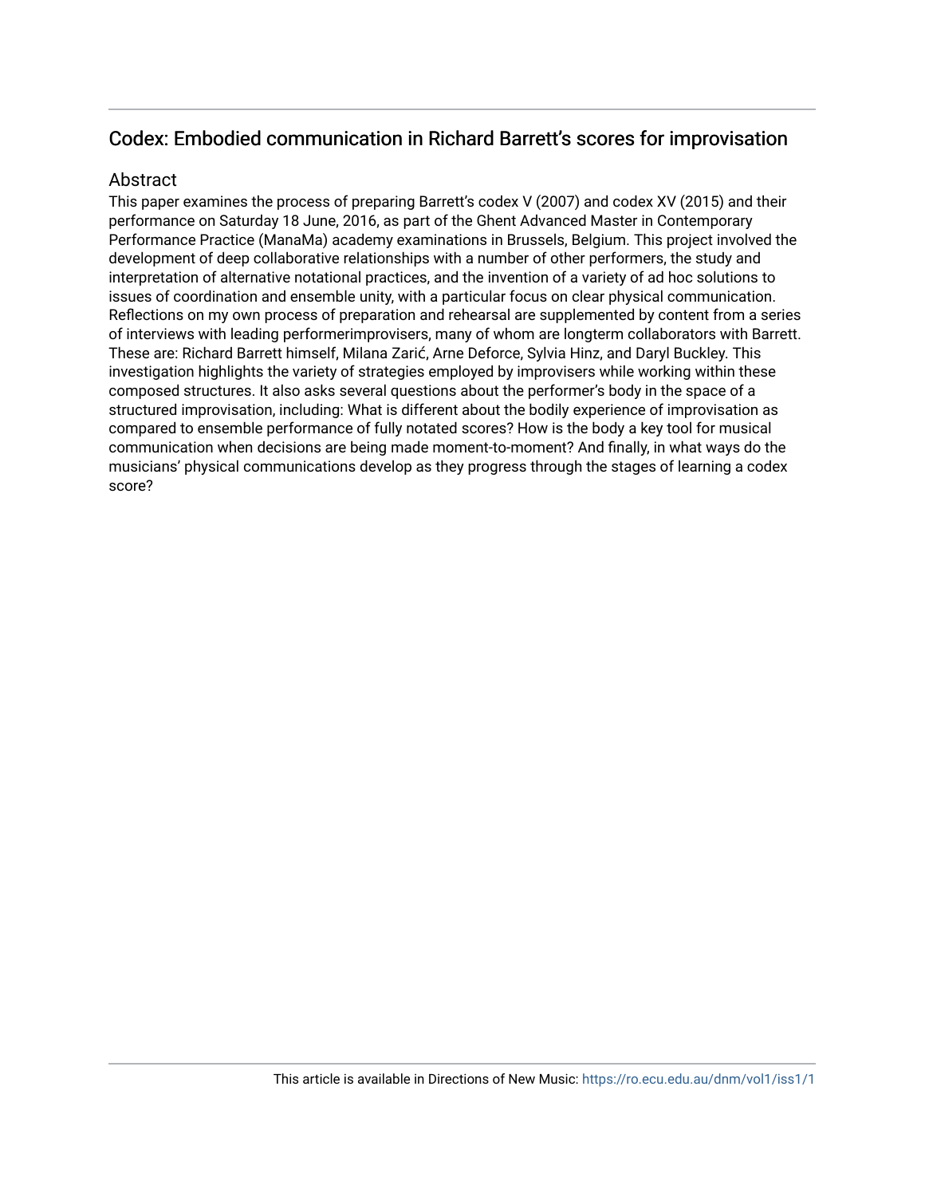## Codex: Embodied communication in Richard Barrett's scores for improvisation

### Abstract

This paper examines the process of preparing Barrett's codex V (2007) and codex XV (2015) and their performance on Saturday 18 June, 2016, as part of the Ghent Advanced Master in Contemporary Performance Practice (ManaMa) academy examinations in Brussels, Belgium. This project involved the development of deep collaborative relationships with a number of other performers, the study and interpretation of alternative notational practices, and the invention of a variety of ad hoc solutions to issues of coordination and ensemble unity, with a particular focus on clear physical communication. Reflections on my own process of preparation and rehearsal are supplemented by content from a series of interviews with leading performerimprovisers, many of whom are longterm collaborators with Barrett. These are: Richard Barrett himself, Milana Zarić, Arne Deforce, Sylvia Hinz, and Daryl Buckley. This investigation highlights the variety of strategies employed by improvisers while working within these composed structures. It also asks several questions about the performer's body in the space of a structured improvisation, including: What is different about the bodily experience of improvisation as compared to ensemble performance of fully notated scores? How is the body a key tool for musical communication when decisions are being made moment-to-moment? And finally, in what ways do the musicians' physical communications develop as they progress through the stages of learning a codex score?

This article is available in Directions of New Music: https://ro.ecu.edu.au/dnm/vol1/iss1/1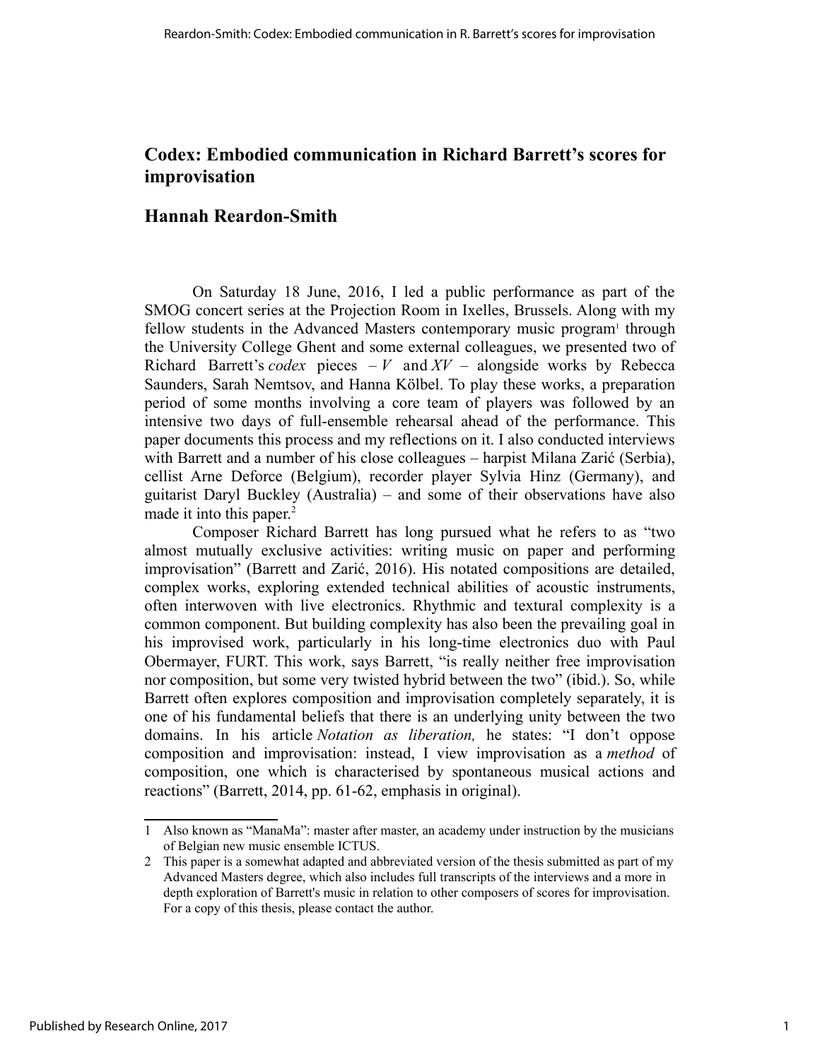# Codex: Embodied communication in Richard Barrett's scores for improvisation

## Hannah Reardon-Smith

On Saturday 18 June, 2016, I led a public performance as part of the SMOG concert series at the Projection Room in Ixelles, Brussels. Along with my fellow students in the Advanced Masters contemporary music program[1] through the University College Ghent and some external colleagues, we presented two of Richard Barrett's *codex* pieces – *V* and *XV* – alongside works by Rebecca Saunders, Sarah Nemtsov, and Hanna Kölbel. To play these works, a preparation period of some months involving a core team of players was followed by an intensive two days of full-ensemble rehearsal ahead of the performance. This paper documents this process and my reflections on it. I also conducted interviews with Barrett and a number of his close colleagues – harpist Milana Zarić (Serbia), cellist Arne Deforce (Belgium), recorder player Sylvia Hinz (Germany), and guitarist Daryl Buckley (Australia) – and some of their observations have also made it into this paper.[2]

Composer Richard Barrett has long pursued what he refers to as "two almost mutually exclusive activities: writing music on paper and performing improvisation" (Barrett and Zarić, 2016). His notated compositions are detailed, complex works, exploring extended technical abilities of acoustic instruments, often interwoven with live electronics. Rhythmic and textural complexity is a common component. But building complexity has also been the prevailing goal in his improvised work, particularly in his long-time electronics duo with Paul Obermayer, FURT. This work, says Barrett, "is really neither free improvisation nor composition, but some very twisted hybrid between the two" (ibid.). So, while Barrett often explores composition and improvisation completely separately, it is one of his fundamental beliefs that there is an underlying unity between the two domains. In his article *Notation as liberation,* he states: "I don't oppose composition and improvisation: instead, I view improvisation as a *method* of composition, one which is characterised by spontaneous musical actions and reactions" (Barrett, 2014, pp. 61-62, emphasis in original).

---

1 Also known as "ManaMa": master after master, an academy under instruction by the musicians of Belgian new music ensemble ICTUS.

2 This paper is a somewhat adapted and abbreviated version of the thesis submitted as part of my Advanced Masters degree, which also includes full transcripts of the interviews and a more in depth exploration of Barrett's music in relation to other composers of scores for improvisation. For a copy of this thesis, please contact the author.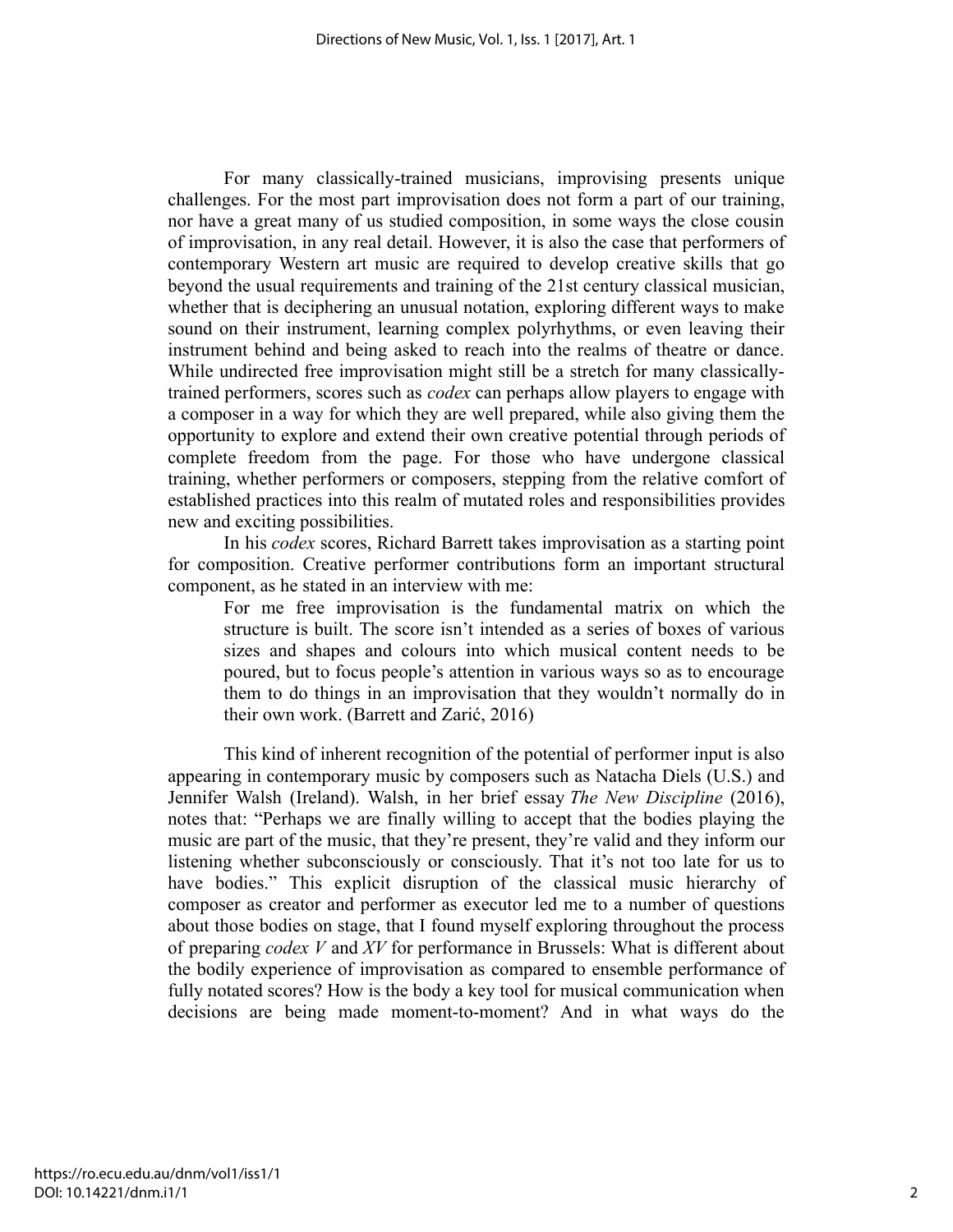For many classically-trained musicians, improvising presents unique challenges. For the most part improvisation does not form a part of our training, nor have a great many of us studied composition, in some ways the close cousin of improvisation, in any real detail. However, it is also the case that performers of contemporary Western art music are required to develop creative skills that go beyond the usual requirements and training of the 21st century classical musician, whether that is deciphering an unusual notation, exploring different ways to make sound on their instrument, learning complex polyrhythms, or even leaving their instrument behind and being asked to reach into the realms of theatre or dance. While undirected free improvisation might still be a stretch for many classically-trained performers, scores such as *codex* can perhaps allow players to engage with a composer in a way for which they are well prepared, while also giving them the opportunity to explore and extend their own creative potential through periods of complete freedom from the page. For those who have undergone classical training, whether performers or composers, stepping from the relative comfort of established practices into this realm of mutated roles and responsibilities provides new and exciting possibilities.

In his *codex* scores, Richard Barrett takes improvisation as a starting point for composition. Creative performer contributions form an important structural component, as he stated in an interview with me:

> For me free improvisation is the fundamental matrix on which the structure is built. The score isn't intended as a series of boxes of various sizes and shapes and colours into which musical content needs to be poured, but to focus people's attention in various ways so as to encourage them to do things in an improvisation that they wouldn't normally do in their own work. (Barrett and Zarić, 2016)

This kind of inherent recognition of the potential of performer input is also appearing in contemporary music by composers such as Natacha Diels (U.S.) and Jennifer Walsh (Ireland). Walsh, in her brief essay *The New Discipline* (2016), notes that: "Perhaps we are finally willing to accept that the bodies playing the music are part of the music, that they're present, they're valid and they inform our listening whether subconsciously or consciously. That it's not too late for us to have bodies." This explicit disruption of the classical music hierarchy of composer as creator and performer as executor led me to a number of questions about those bodies on stage, that I found myself exploring throughout the process of preparing *codex V* and *XV* for performance in Brussels: What is different about the bodily experience of improvisation as compared to ensemble performance of fully notated scores? How is the body a key tool for musical communication when decisions are being made moment-to-moment? And in what ways do the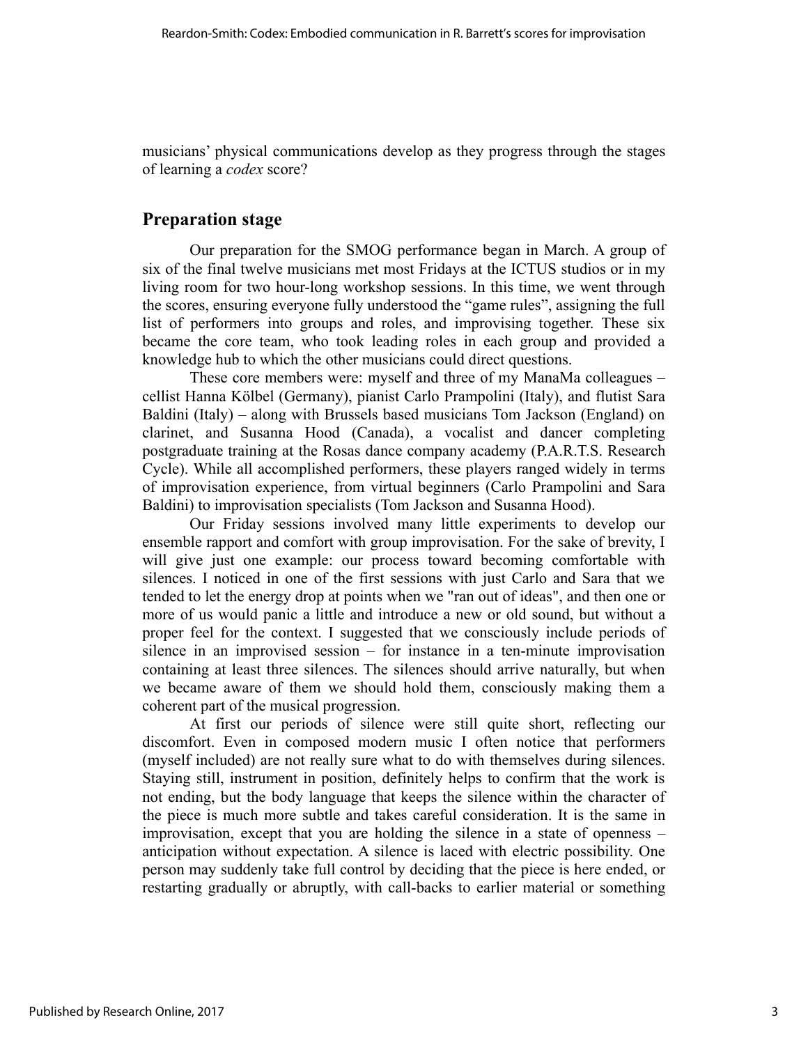musicians' physical communications develop as they progress through the stages of learning a *codex* score?

## Preparation stage

Our preparation for the SMOG performance began in March. A group of six of the final twelve musicians met most Fridays at the ICTUS studios or in my living room for two hour-long workshop sessions. In this time, we went through the scores, ensuring everyone fully understood the "game rules", assigning the full list of performers into groups and roles, and improvising together. These six became the core team, who took leading roles in each group and provided a knowledge hub to which the other musicians could direct questions.

These core members were: myself and three of my ManaMa colleagues – cellist Hanna Kölbel (Germany), pianist Carlo Prampolini (Italy), and flutist Sara Baldini (Italy) – along with Brussels based musicians Tom Jackson (England) on clarinet, and Susanna Hood (Canada), a vocalist and dancer completing postgraduate training at the Rosas dance company academy (P.A.R.T.S. Research Cycle). While all accomplished performers, these players ranged widely in terms of improvisation experience, from virtual beginners (Carlo Prampolini and Sara Baldini) to improvisation specialists (Tom Jackson and Susanna Hood).

Our Friday sessions involved many little experiments to develop our ensemble rapport and comfort with group improvisation. For the sake of brevity, I will give just one example: our process toward becoming comfortable with silences. I noticed in one of the first sessions with just Carlo and Sara that we tended to let the energy drop at points when we "ran out of ideas", and then one or more of us would panic a little and introduce a new or old sound, but without a proper feel for the context. I suggested that we consciously include periods of silence in an improvised session – for instance in a ten-minute improvisation containing at least three silences. The silences should arrive naturally, but when we became aware of them we should hold them, consciously making them a coherent part of the musical progression.

At first our periods of silence were still quite short, reflecting our discomfort. Even in composed modern music I often notice that performers (myself included) are not really sure what to do with themselves during silences. Staying still, instrument in position, definitely helps to confirm that the work is not ending, but the body language that keeps the silence within the character of the piece is much more subtle and takes careful consideration. It is the same in improvisation, except that you are holding the silence in a state of openness – anticipation without expectation. A silence is laced with electric possibility. One person may suddenly take full control by deciding that the piece is here ended, or restarting gradually or abruptly, with call-backs to earlier material or something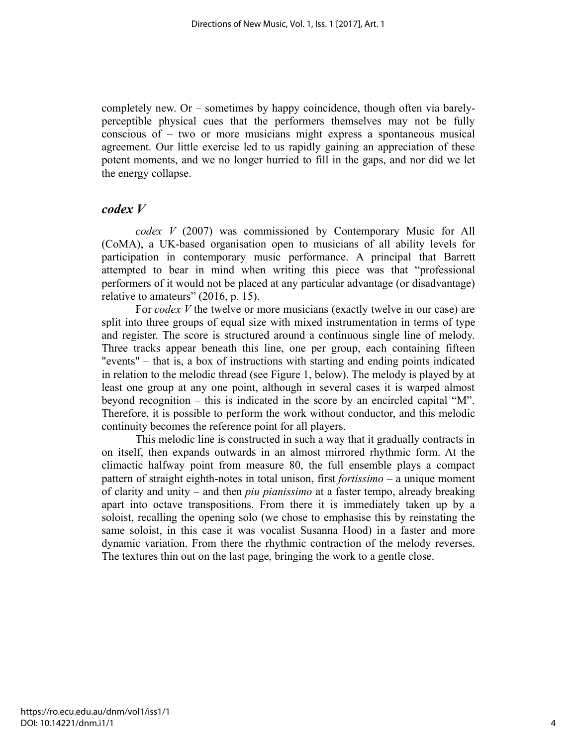completely new. Or – sometimes by happy coincidence, though often via barely-perceptible physical cues that the performers themselves may not be fully conscious of – two or more musicians might express a spontaneous musical agreement. Our little exercise led to us rapidly gaining an appreciation of these potent moments, and we no longer hurried to fill in the gaps, and nor did we let the energy collapse.

## *codex V*

*codex V* (2007) was commissioned by Contemporary Music for All (CoMA), a UK-based organisation open to musicians of all ability levels for participation in contemporary music performance. A principal that Barrett attempted to bear in mind when writing this piece was that "professional performers of it would not be placed at any particular advantage (or disadvantage) relative to amateurs" (2016, p. 15).

For *codex V* the twelve or more musicians (exactly twelve in our case) are split into three groups of equal size with mixed instrumentation in terms of type and register. The score is structured around a continuous single line of melody. Three tracks appear beneath this line, one per group, each containing fifteen "events" – that is, a box of instructions with starting and ending points indicated in relation to the melodic thread (see Figure 1, below). The melody is played by at least one group at any one point, although in several cases it is warped almost beyond recognition – this is indicated in the score by an encircled capital "M". Therefore, it is possible to perform the work without conductor, and this melodic continuity becomes the reference point for all players.

This melodic line is constructed in such a way that it gradually contracts in on itself, then expands outwards in an almost mirrored rhythmic form. At the climactic halfway point from measure 80, the full ensemble plays a compact pattern of straight eighth-notes in total unison, first *fortissimo* – a unique moment of clarity and unity – and then *piu pianissimo* at a faster tempo, already breaking apart into octave transpositions. From there it is immediately taken up by a soloist, recalling the opening solo (we chose to emphasise this by reinstating the same soloist, in this case it was vocalist Susanna Hood) in a faster and more dynamic variation. From there the rhythmic contraction of the melody reverses. The textures thin out on the last page, bringing the work to a gentle close.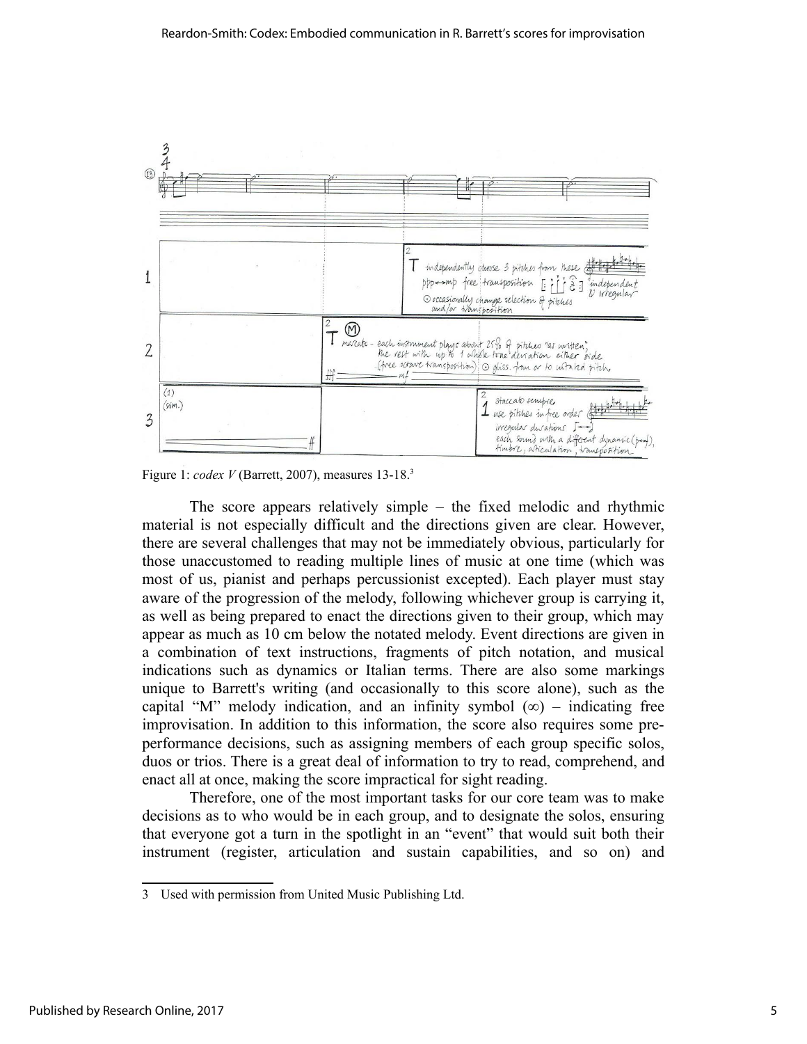Figure 1: *codex V* (Barrett, 2007), measures 13-18.[3]

The score appears relatively simple – the fixed melodic and rhythmic material is not especially difficult and the directions given are clear. However, there are several challenges that may not be immediately obvious, particularly for those unaccustomed to reading multiple lines of music at one time (which was most of us, pianist and perhaps percussionist excepted). Each player must stay aware of the progression of the melody, following whichever group is carrying it, as well as being prepared to enact the directions given to their group, which may appear as much as 10 cm below the notated melody. Event directions are given in a combination of text instructions, fragments of pitch notation, and musical indications such as dynamics or Italian terms. There are also some markings unique to Barrett's writing (and occasionally to this score alone), such as the capital "M" melody indication, and an infinity symbol (∞) – indicating free improvisation. In addition to this information, the score also requires some pre-performance decisions, such as assigning members of each group specific solos, duos or trios. There is a great deal of information to try to read, comprehend, and enact all at once, making the score impractical for sight reading.

Therefore, one of the most important tasks for our core team was to make decisions as to who would be in each group, and to designate the solos, ensuring that everyone got a turn in the spotlight in an "event" that would suit both their instrument (register, articulation and sustain capabilities, and so on) and

3 Used with permission from United Music Publishing Ltd.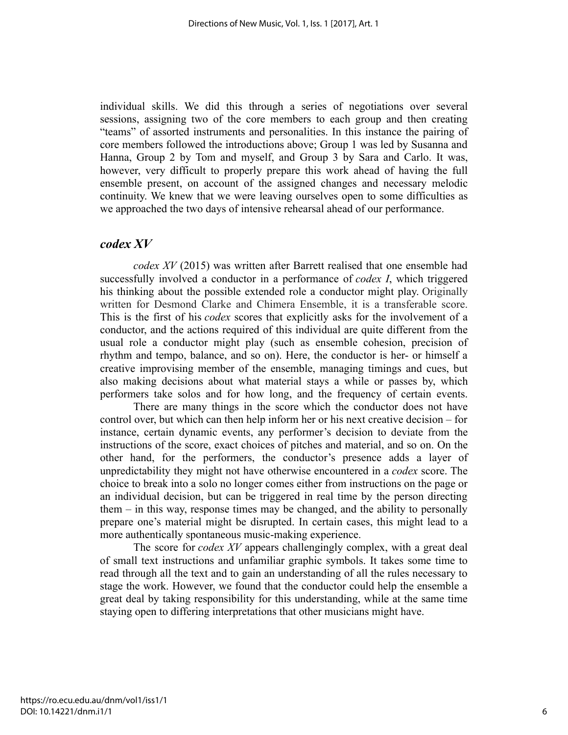individual skills. We did this through a series of negotiations over several sessions, assigning two of the core members to each group and then creating "teams" of assorted instruments and personalities. In this instance the pairing of core members followed the introductions above; Group 1 was led by Susanna and Hanna, Group 2 by Tom and myself, and Group 3 by Sara and Carlo. It was, however, very difficult to properly prepare this work ahead of having the full ensemble present, on account of the assigned changes and necessary melodic continuity. We knew that we were leaving ourselves open to some difficulties as we approached the two days of intensive rehearsal ahead of our performance.

## *codex XV*

*codex XV* (2015) was written after Barrett realised that one ensemble had successfully involved a conductor in a performance of *codex I*, which triggered his thinking about the possible extended role a conductor might play. Originally written for Desmond Clarke and Chimera Ensemble, it is a transferable score. This is the first of his *codex* scores that explicitly asks for the involvement of a conductor, and the actions required of this individual are quite different from the usual role a conductor might play (such as ensemble cohesion, precision of rhythm and tempo, balance, and so on). Here, the conductor is her- or himself a creative improvising member of the ensemble, managing timings and cues, but also making decisions about what material stays a while or passes by, which performers take solos and for how long, and the frequency of certain events.

There are many things in the score which the conductor does not have control over, but which can then help inform her or his next creative decision – for instance, certain dynamic events, any performer's decision to deviate from the instructions of the score, exact choices of pitches and material, and so on. On the other hand, for the performers, the conductor's presence adds a layer of unpredictability they might not have otherwise encountered in a *codex* score. The choice to break into a solo no longer comes either from instructions on the page or an individual decision, but can be triggered in real time by the person directing them – in this way, response times may be changed, and the ability to personally prepare one's material might be disrupted. In certain cases, this might lead to a more authentically spontaneous music-making experience.

The score for *codex XV* appears challengingly complex, with a great deal of small text instructions and unfamiliar graphic symbols. It takes some time to read through all the text and to gain an understanding of all the rules necessary to stage the work. However, we found that the conductor could help the ensemble a great deal by taking responsibility for this understanding, while at the same time staying open to differing interpretations that other musicians might have.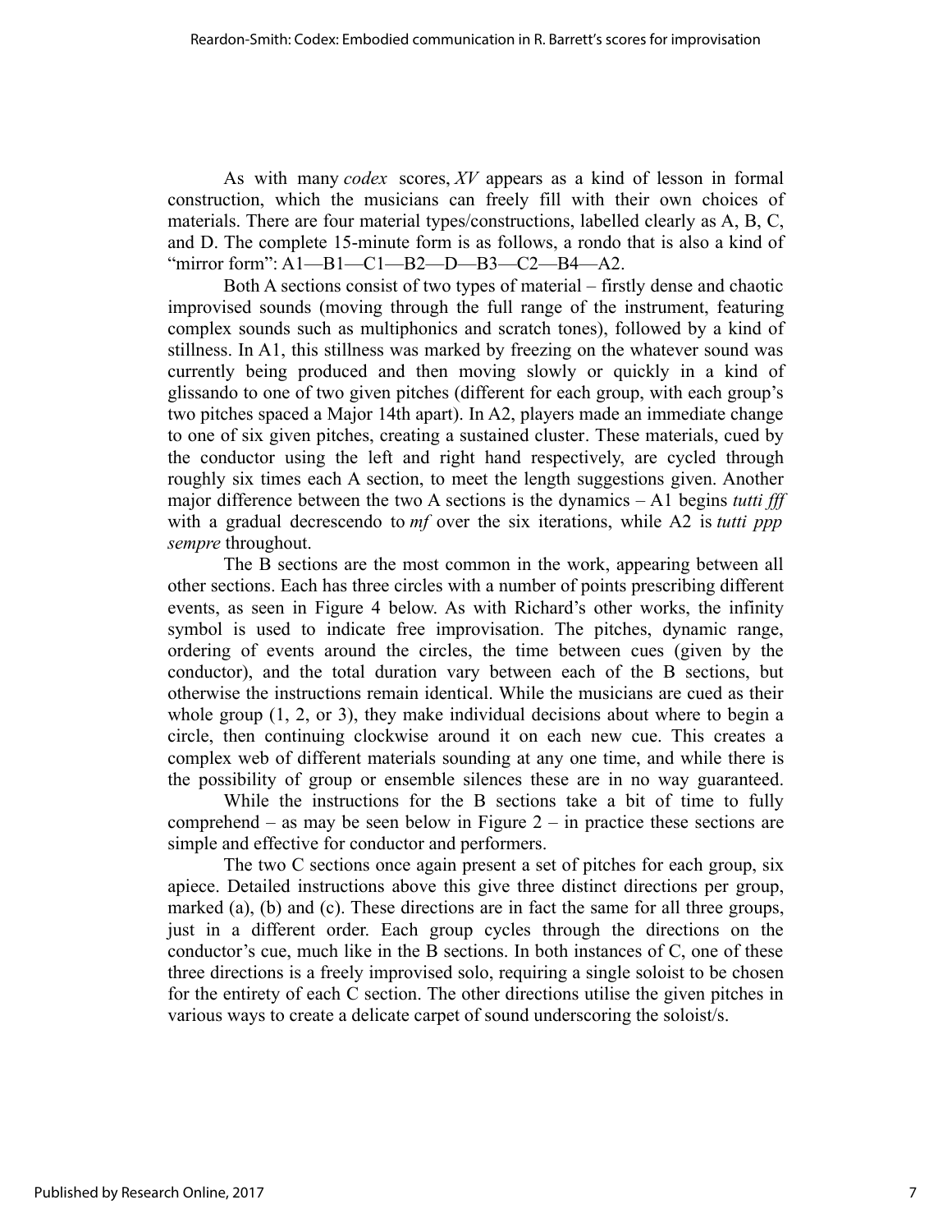As with many *codex* scores, *XV* appears as a kind of lesson in formal construction, which the musicians can freely fill with their own choices of materials. There are four material types/constructions, labelled clearly as A, B, C, and D. The complete 15-minute form is as follows, a rondo that is also a kind of "mirror form": A1—B1—C1—B2—D—B3—C2—B4—A2.

Both A sections consist of two types of material – firstly dense and chaotic improvised sounds (moving through the full range of the instrument, featuring complex sounds such as multiphonics and scratch tones), followed by a kind of stillness. In A1, this stillness was marked by freezing on the whatever sound was currently being produced and then moving slowly or quickly in a kind of glissando to one of two given pitches (different for each group, with each group's two pitches spaced a Major 14th apart). In A2, players made an immediate change to one of six given pitches, creating a sustained cluster. These materials, cued by the conductor using the left and right hand respectively, are cycled through roughly six times each A section, to meet the length suggestions given. Another major difference between the two A sections is the dynamics – A1 begins *tutti fff* with a gradual decrescendo to *mf* over the six iterations, while A2 is *tutti ppp sempre* throughout.

The B sections are the most common in the work, appearing between all other sections. Each has three circles with a number of points prescribing different events, as seen in Figure 4 below. As with Richard's other works, the infinity symbol is used to indicate free improvisation. The pitches, dynamic range, ordering of events around the circles, the time between cues (given by the conductor), and the total duration vary between each of the B sections, but otherwise the instructions remain identical. While the musicians are cued as their whole group (1, 2, or 3), they make individual decisions about where to begin a circle, then continuing clockwise around it on each new cue. This creates a complex web of different materials sounding at any one time, and while there is the possibility of group or ensemble silences these are in no way guaranteed.

While the instructions for the B sections take a bit of time to fully comprehend – as may be seen below in Figure 2 – in practice these sections are simple and effective for conductor and performers.

The two C sections once again present a set of pitches for each group, six apiece. Detailed instructions above this give three distinct directions per group, marked (a), (b) and (c). These directions are in fact the same for all three groups, just in a different order. Each group cycles through the directions on the conductor's cue, much like in the B sections. In both instances of C, one of these three directions is a freely improvised solo, requiring a single soloist to be chosen for the entirety of each C section. The other directions utilise the given pitches in various ways to create a delicate carpet of sound underscoring the soloist/s.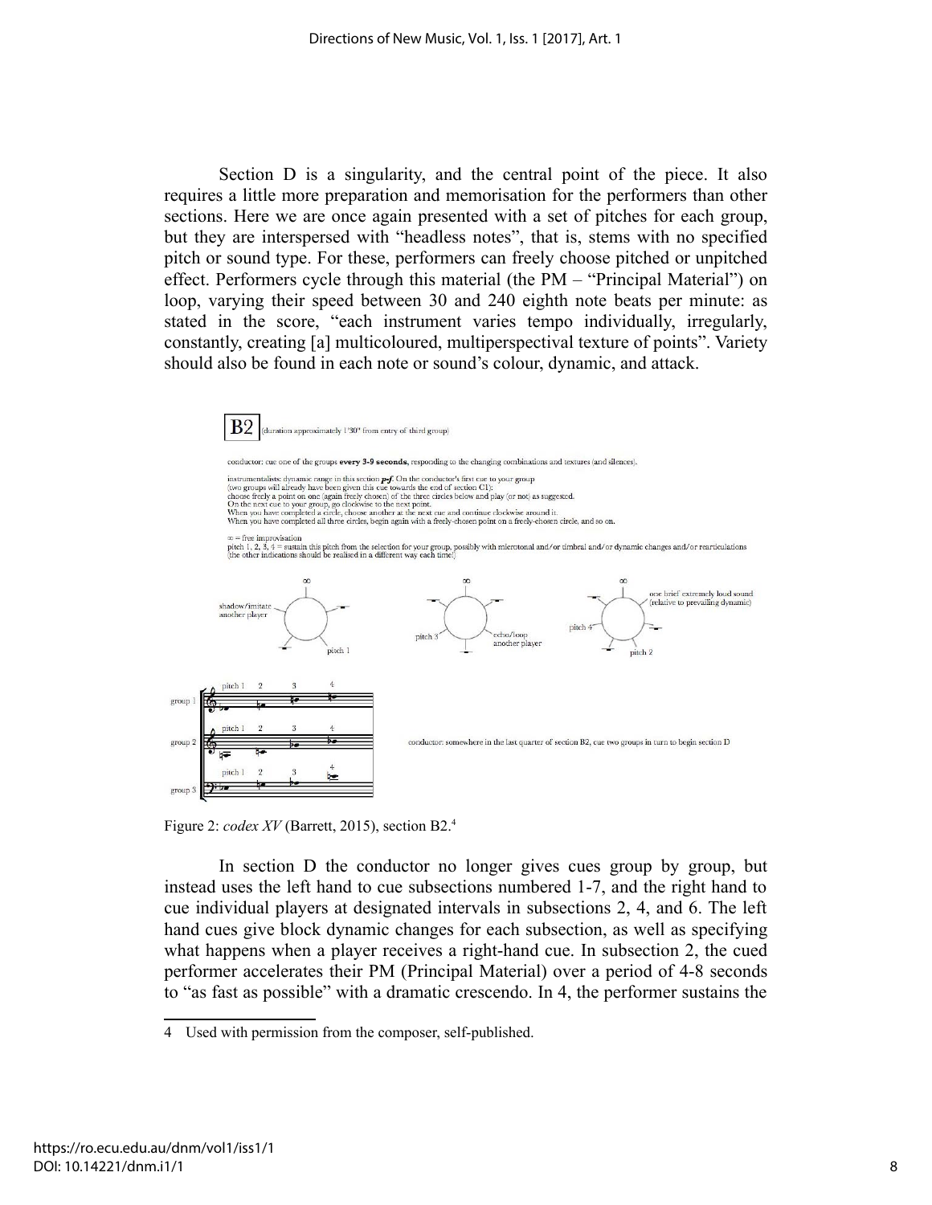Section D is a singularity, and the central point of the piece. It also requires a little more preparation and memorisation for the performers than other sections. Here we are once again presented with a set of pitches for each group, but they are interspersed with "headless notes", that is, stems with no specified pitch or sound type. For these, performers can freely choose pitched or unpitched effect. Performers cycle through this material (the PM – "Principal Material") on loop, varying their speed between 30 and 240 eighth note beats per minute: as stated in the score, "each instrument varies tempo individually, irregularly, constantly, creating [a] multicoloured, multiperspectival texture of points". Variety should also be found in each note or sound's colour, dynamic, and attack.

Figure 2: *codex XV* (Barrett, 2015), section B2.[4]

In section D the conductor no longer gives cues group by group, but instead uses the left hand to cue subsections numbered 1-7, and the right hand to cue individual players at designated intervals in subsections 2, 4, and 6. The left hand cues give block dynamic changes for each subsection, as well as specifying what happens when a player receives a right-hand cue. In subsection 2, the cued performer accelerates their PM (Principal Material) over a period of 4-8 seconds to "as fast as possible" with a dramatic crescendo. In 4, the performer sustains the

4 Used with permission from the composer, self-published.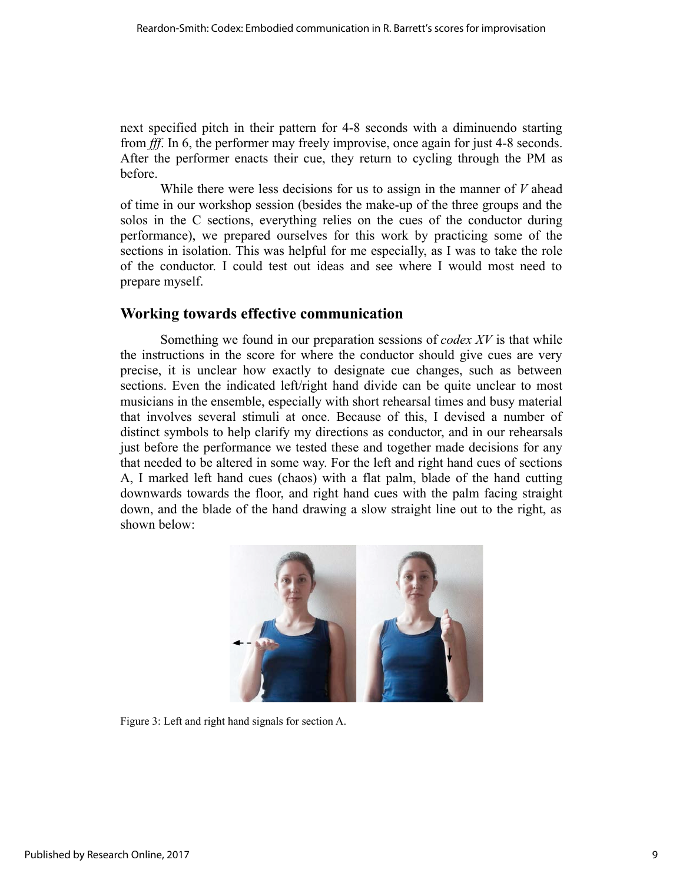next specified pitch in their pattern for 4-8 seconds with a diminuendo starting from *fff*. In 6, the performer may freely improvise, once again for just 4-8 seconds. After the performer enacts their cue, they return to cycling through the PM as before.

While there were less decisions for us to assign in the manner of *V* ahead of time in our workshop session (besides the make-up of the three groups and the solos in the C sections, everything relies on the cues of the conductor during performance), we prepared ourselves for this work by practicing some of the sections in isolation. This was helpful for me especially, as I was to take the role of the conductor. I could test out ideas and see where I would most need to prepare myself.

## Working towards effective communication

Something we found in our preparation sessions of *codex XV* is that while the instructions in the score for where the conductor should give cues are very precise, it is unclear how exactly to designate cue changes, such as between sections. Even the indicated left/right hand divide can be quite unclear to most musicians in the ensemble, especially with short rehearsal times and busy material that involves several stimuli at once. Because of this, I devised a number of distinct symbols to help clarify my directions as conductor, and in our rehearsals just before the performance we tested these and together made decisions for any that needed to be altered in some way. For the left and right hand cues of sections A, I marked left hand cues (chaos) with a flat palm, blade of the hand cutting downwards towards the floor, and right hand cues with the palm facing straight down, and the blade of the hand drawing a slow straight line out to the right, as shown below:

Figure 3: Left and right hand signals for section A.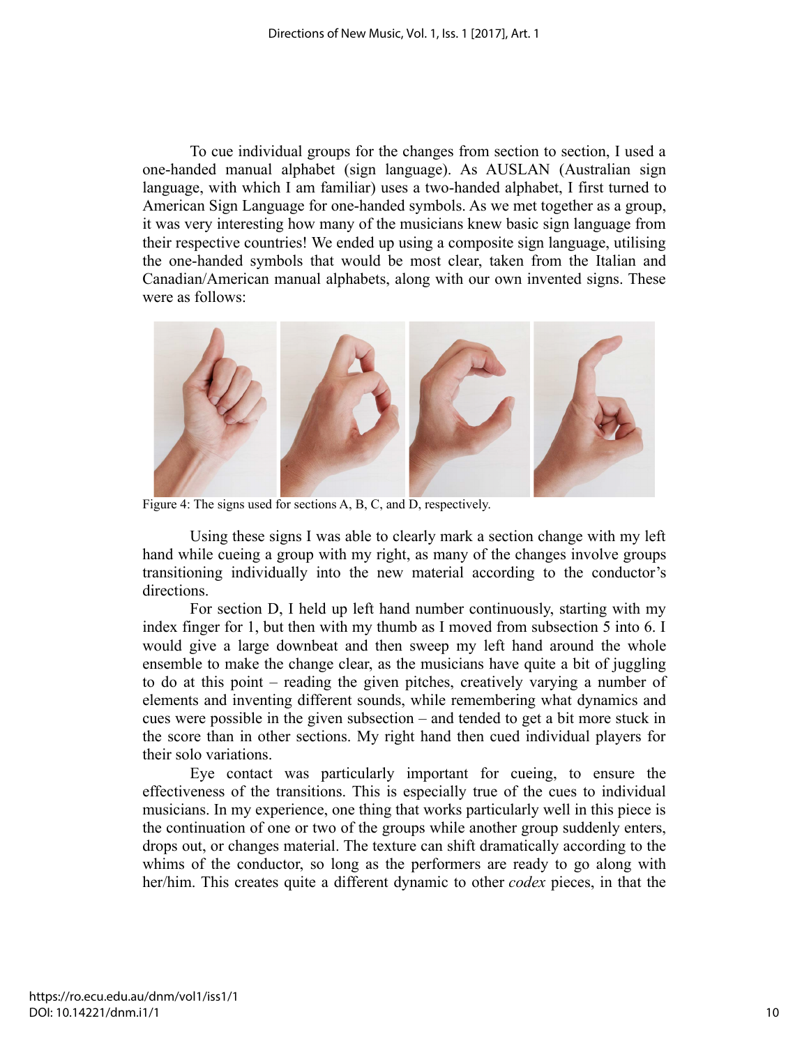To cue individual groups for the changes from section to section, I used a one-handed manual alphabet (sign language). As AUSLAN (Australian sign language, with which I am familiar) uses a two-handed alphabet, I first turned to American Sign Language for one-handed symbols. As we met together as a group, it was very interesting how many of the musicians knew basic sign language from their respective countries! We ended up using a composite sign language, utilising the one-handed symbols that would be most clear, taken from the Italian and Canadian/American manual alphabets, along with our own invented signs. These were as follows:

Figure 4: The signs used for sections A, B, C, and D, respectively.

Using these signs I was able to clearly mark a section change with my left hand while cueing a group with my right, as many of the changes involve groups transitioning individually into the new material according to the conductor's directions.

For section D, I held up left hand number continuously, starting with my index finger for 1, but then with my thumb as I moved from subsection 5 into 6. I would give a large downbeat and then sweep my left hand around the whole ensemble to make the change clear, as the musicians have quite a bit of juggling to do at this point – reading the given pitches, creatively varying a number of elements and inventing different sounds, while remembering what dynamics and cues were possible in the given subsection – and tended to get a bit more stuck in the score than in other sections. My right hand then cued individual players for their solo variations.

Eye contact was particularly important for cueing, to ensure the effectiveness of the transitions. This is especially true of the cues to individual musicians. In my experience, one thing that works particularly well in this piece is the continuation of one or two of the groups while another group suddenly enters, drops out, or changes material. The texture can shift dramatically according to the whims of the conductor, so long as the performers are ready to go along with her/him. This creates quite a different dynamic to other *codex* pieces, in that the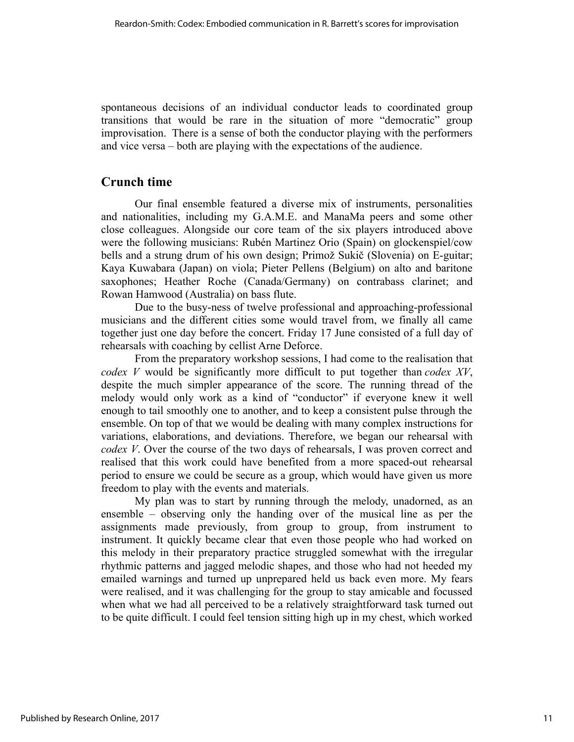spontaneous decisions of an individual conductor leads to coordinated group transitions that would be rare in the situation of more "democratic" group improvisation. There is a sense of both the conductor playing with the performers and vice versa – both are playing with the expectations of the audience.

## Crunch time

Our final ensemble featured a diverse mix of instruments, personalities and nationalities, including my G.A.M.E. and ManaMa peers and some other close colleagues. Alongside our core team of the six players introduced above were the following musicians: Rubén Martinez Orio (Spain) on glockenspiel/cow bells and a strung drum of his own design; Primož Sukič (Slovenia) on E-guitar; Kaya Kuwabara (Japan) on viola; Pieter Pellens (Belgium) on alto and baritone saxophones; Heather Roche (Canada/Germany) on contrabass clarinet; and Rowan Hamwood (Australia) on bass flute.

Due to the busy-ness of twelve professional and approaching-professional musicians and the different cities some would travel from, we finally all came together just one day before the concert. Friday 17 June consisted of a full day of rehearsals with coaching by cellist Arne Deforce.

From the preparatory workshop sessions, I had come to the realisation that *codex V* would be significantly more difficult to put together than *codex XV*, despite the much simpler appearance of the score. The running thread of the melody would only work as a kind of "conductor" if everyone knew it well enough to tail smoothly one to another, and to keep a consistent pulse through the ensemble. On top of that we would be dealing with many complex instructions for variations, elaborations, and deviations. Therefore, we began our rehearsal with *codex V*. Over the course of the two days of rehearsals, I was proven correct and realised that this work could have benefited from a more spaced-out rehearsal period to ensure we could be secure as a group, which would have given us more freedom to play with the events and materials.

My plan was to start by running through the melody, unadorned, as an ensemble – observing only the handing over of the musical line as per the assignments made previously, from group to group, from instrument to instrument. It quickly became clear that even those people who had worked on this melody in their preparatory practice struggled somewhat with the irregular rhythmic patterns and jagged melodic shapes, and those who had not heeded my emailed warnings and turned up unprepared held us back even more. My fears were realised, and it was challenging for the group to stay amicable and focussed when what we had all perceived to be a relatively straightforward task turned out to be quite difficult. I could feel tension sitting high up in my chest, which worked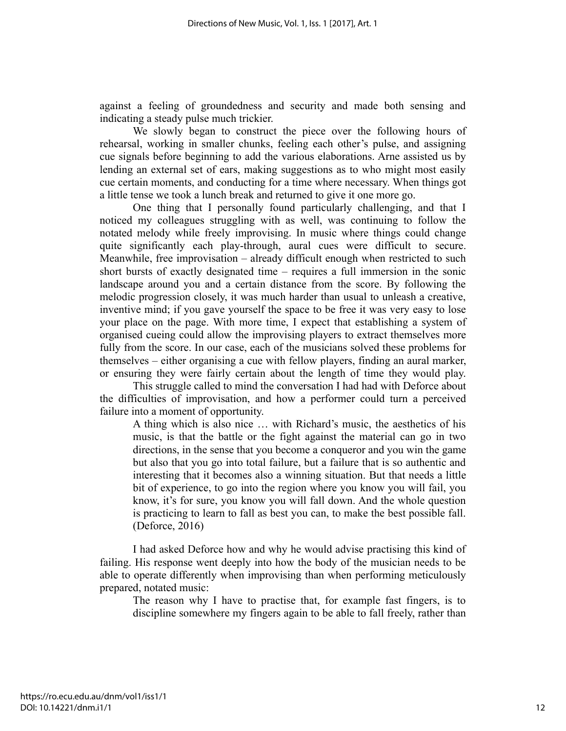against a feeling of groundedness and security and made both sensing and indicating a steady pulse much trickier.

We slowly began to construct the piece over the following hours of rehearsal, working in smaller chunks, feeling each other's pulse, and assigning cue signals before beginning to add the various elaborations. Arne assisted us by lending an external set of ears, making suggestions as to who might most easily cue certain moments, and conducting for a time where necessary. When things got a little tense we took a lunch break and returned to give it one more go.

One thing that I personally found particularly challenging, and that I noticed my colleagues struggling with as well, was continuing to follow the notated melody while freely improvising. In music where things could change quite significantly each play-through, aural cues were difficult to secure. Meanwhile, free improvisation – already difficult enough when restricted to such short bursts of exactly designated time – requires a full immersion in the sonic landscape around you and a certain distance from the score. By following the melodic progression closely, it was much harder than usual to unleash a creative, inventive mind; if you gave yourself the space to be free it was very easy to lose your place on the page. With more time, I expect that establishing a system of organised cueing could allow the improvising players to extract themselves more fully from the score. In our case, each of the musicians solved these problems for themselves – either organising a cue with fellow players, finding an aural marker, or ensuring they were fairly certain about the length of time they would play.

This struggle called to mind the conversation I had had with Deforce about the difficulties of improvisation, and how a performer could turn a perceived failure into a moment of opportunity.

> A thing which is also nice … with Richard's music, the aesthetics of his music, is that the battle or the fight against the material can go in two directions, in the sense that you become a conqueror and you win the game but also that you go into total failure, but a failure that is so authentic and interesting that it becomes also a winning situation. But that needs a little bit of experience, to go into the region where you know you will fail, you know, it's for sure, you know you will fall down. And the whole question is practicing to learn to fall as best you can, to make the best possible fall. (Deforce, 2016)

I had asked Deforce how and why he would advise practising this kind of failing. His response went deeply into how the body of the musician needs to be able to operate differently when improvising than when performing meticulously prepared, notated music:

> The reason why I have to practise that, for example fast fingers, is to discipline somewhere my fingers again to be able to fall freely, rather than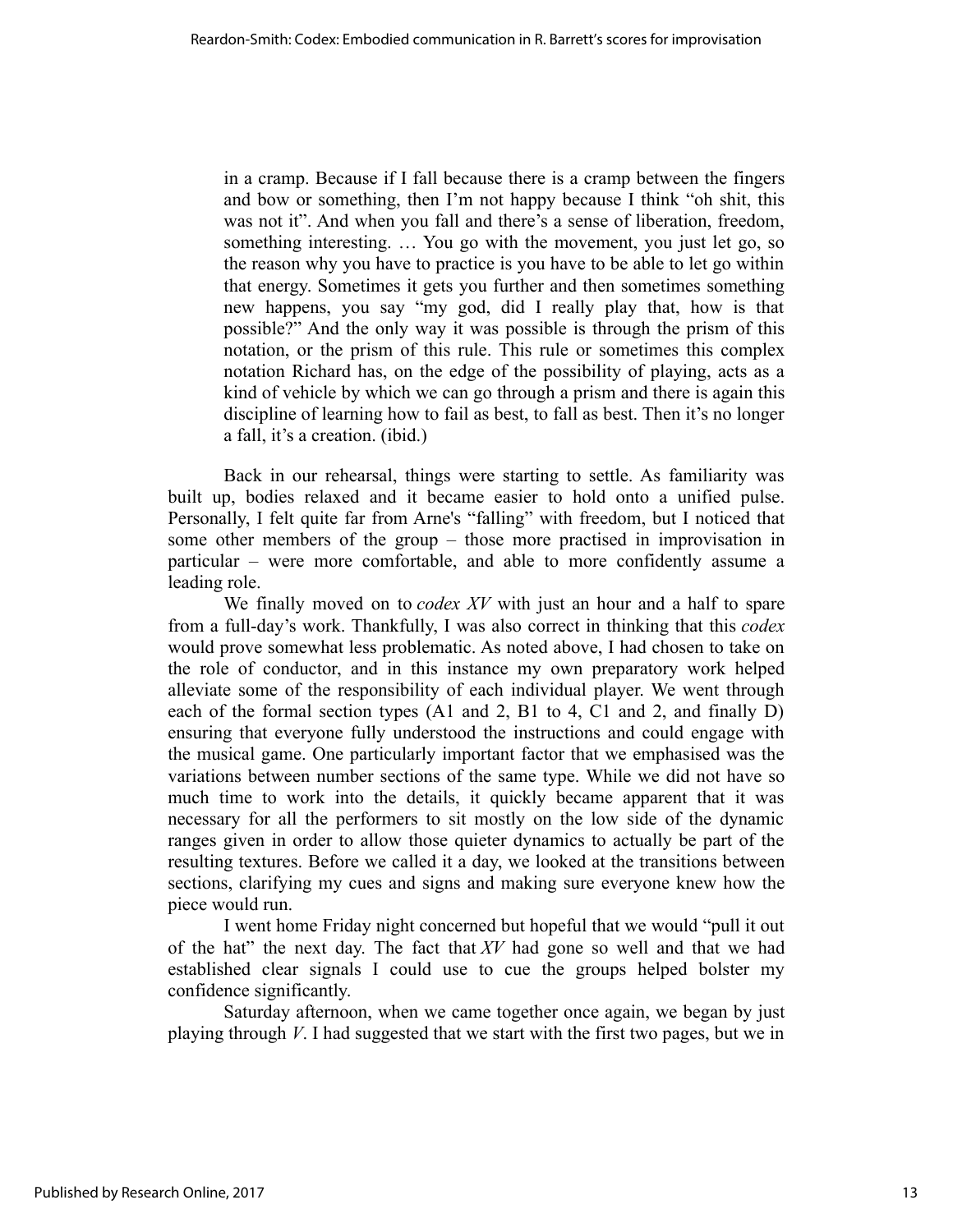> in a cramp. Because if I fall because there is a cramp between the fingers and bow or something, then I'm not happy because I think "oh shit, this was not it". And when you fall and there's a sense of liberation, freedom, something interesting. … You go with the movement, you just let go, so the reason why you have to practice is you have to be able to let go within that energy. Sometimes it gets you further and then sometimes something new happens, you say "my god, did I really play that, how is that possible?" And the only way it was possible is through the prism of this notation, or the prism of this rule. This rule or sometimes this complex notation Richard has, on the edge of the possibility of playing, acts as a kind of vehicle by which we can go through a prism and there is again this discipline of learning how to fail as best, to fall as best. Then it's no longer a fall, it's a creation. (ibid.)

Back in our rehearsal, things were starting to settle. As familiarity was built up, bodies relaxed and it became easier to hold onto a unified pulse. Personally, I felt quite far from Arne's "falling" with freedom, but I noticed that some other members of the group – those more practised in improvisation in particular – were more comfortable, and able to more confidently assume a leading role.

We finally moved on to *codex XV* with just an hour and a half to spare from a full-day's work. Thankfully, I was also correct in thinking that this *codex* would prove somewhat less problematic. As noted above, I had chosen to take on the role of conductor, and in this instance my own preparatory work helped alleviate some of the responsibility of each individual player. We went through each of the formal section types (A1 and 2, B1 to 4, C1 and 2, and finally D) ensuring that everyone fully understood the instructions and could engage with the musical game. One particularly important factor that we emphasised was the variations between number sections of the same type. While we did not have so much time to work into the details, it quickly became apparent that it was necessary for all the performers to sit mostly on the low side of the dynamic ranges given in order to allow those quieter dynamics to actually be part of the resulting textures. Before we called it a day, we looked at the transitions between sections, clarifying my cues and signs and making sure everyone knew how the piece would run.

I went home Friday night concerned but hopeful that we would "pull it out of the hat" the next day. The fact that *XV* had gone so well and that we had established clear signals I could use to cue the groups helped bolster my confidence significantly.

Saturday afternoon, when we came together once again, we began by just playing through *V*. I had suggested that we start with the first two pages, but we in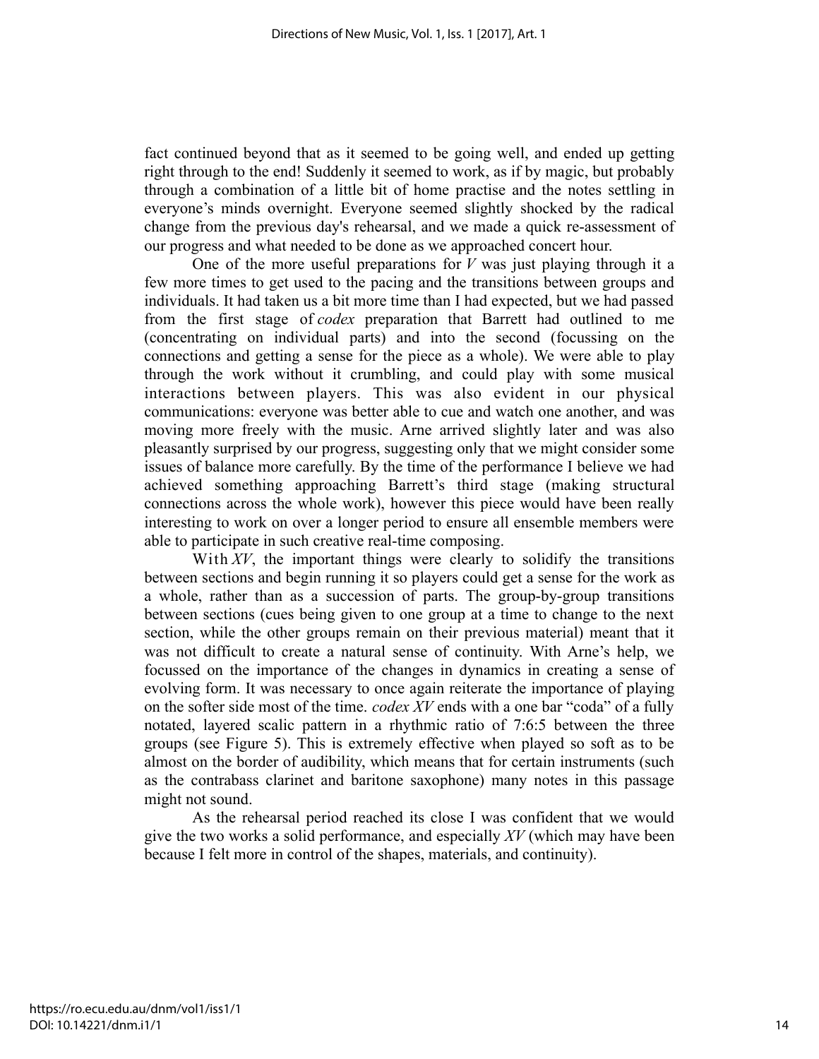fact continued beyond that as it seemed to be going well, and ended up getting right through to the end! Suddenly it seemed to work, as if by magic, but probably through a combination of a little bit of home practise and the notes settling in everyone's minds overnight. Everyone seemed slightly shocked by the radical change from the previous day's rehearsal, and we made a quick re-assessment of our progress and what needed to be done as we approached concert hour.

One of the more useful preparations for *V* was just playing through it a few more times to get used to the pacing and the transitions between groups and individuals. It had taken us a bit more time than I had expected, but we had passed from the first stage of *codex* preparation that Barrett had outlined to me (concentrating on individual parts) and into the second (focussing on the connections and getting a sense for the piece as a whole). We were able to play through the work without it crumbling, and could play with some musical interactions between players. This was also evident in our physical communications: everyone was better able to cue and watch one another, and was moving more freely with the music. Arne arrived slightly later and was also pleasantly surprised by our progress, suggesting only that we might consider some issues of balance more carefully. By the time of the performance I believe we had achieved something approaching Barrett's third stage (making structural connections across the whole work), however this piece would have been really interesting to work on over a longer period to ensure all ensemble members were able to participate in such creative real-time composing.

With *XV*, the important things were clearly to solidify the transitions between sections and begin running it so players could get a sense for the work as a whole, rather than as a succession of parts. The group-by-group transitions between sections (cues being given to one group at a time to change to the next section, while the other groups remain on their previous material) meant that it was not difficult to create a natural sense of continuity. With Arne's help, we focussed on the importance of the changes in dynamics in creating a sense of evolving form. It was necessary to once again reiterate the importance of playing on the softer side most of the time. *codex XV* ends with a one bar "coda" of a fully notated, layered scalic pattern in a rhythmic ratio of 7:6:5 between the three groups (see Figure 5). This is extremely effective when played so soft as to be almost on the border of audibility, which means that for certain instruments (such as the contrabass clarinet and baritone saxophone) many notes in this passage might not sound.

As the rehearsal period reached its close I was confident that we would give the two works a solid performance, and especially *XV* (which may have been because I felt more in control of the shapes, materials, and continuity).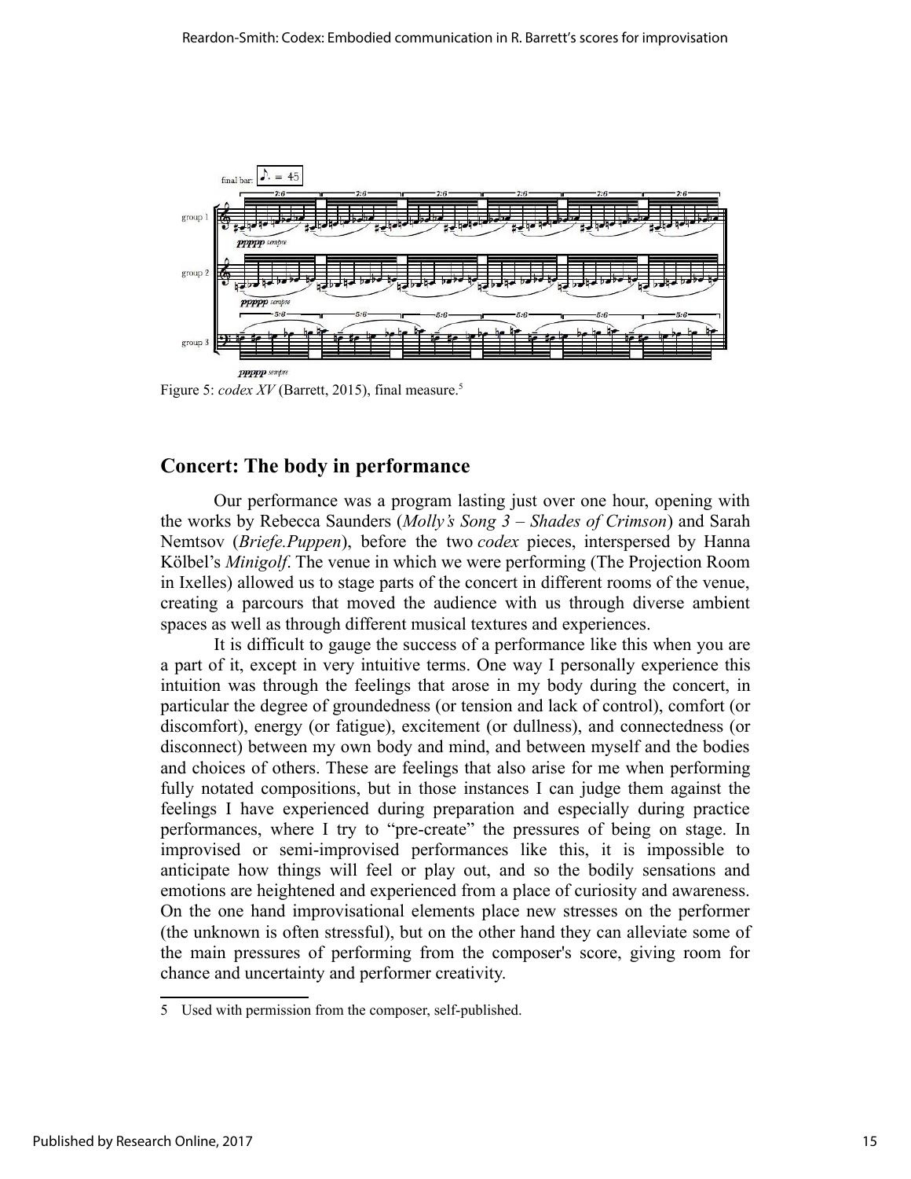Figure 5: *codex XV* (Barrett, 2015), final measure.[5]

## Concert: The body in performance

Our performance was a program lasting just over one hour, opening with the works by Rebecca Saunders (*Molly's Song 3 – Shades of Crimson*) and Sarah Nemtsov (*Briefe.Puppen*), before the two *codex* pieces, interspersed by Hanna Kölbel's *Minigolf*. The venue in which we were performing (The Projection Room in Ixelles) allowed us to stage parts of the concert in different rooms of the venue, creating a parcours that moved the audience with us through diverse ambient spaces as well as through different musical textures and experiences.

It is difficult to gauge the success of a performance like this when you are a part of it, except in very intuitive terms. One way I personally experience this intuition was through the feelings that arose in my body during the concert, in particular the degree of groundedness (or tension and lack of control), comfort (or discomfort), energy (or fatigue), excitement (or dullness), and connectedness (or disconnect) between my own body and mind, and between myself and the bodies and choices of others. These are feelings that also arise for me when performing fully notated compositions, but in those instances I can judge them against the feelings I have experienced during preparation and especially during practice performances, where I try to "pre-create" the pressures of being on stage. In improvised or semi-improvised performances like this, it is impossible to anticipate how things will feel or play out, and so the bodily sensations and emotions are heightened and experienced from a place of curiosity and awareness. On the one hand improvisational elements place new stresses on the performer (the unknown is often stressful), but on the other hand they can alleviate some of the main pressures of performing from the composer's score, giving room for chance and uncertainty and performer creativity.

---

5 Used with permission from the composer, self-published.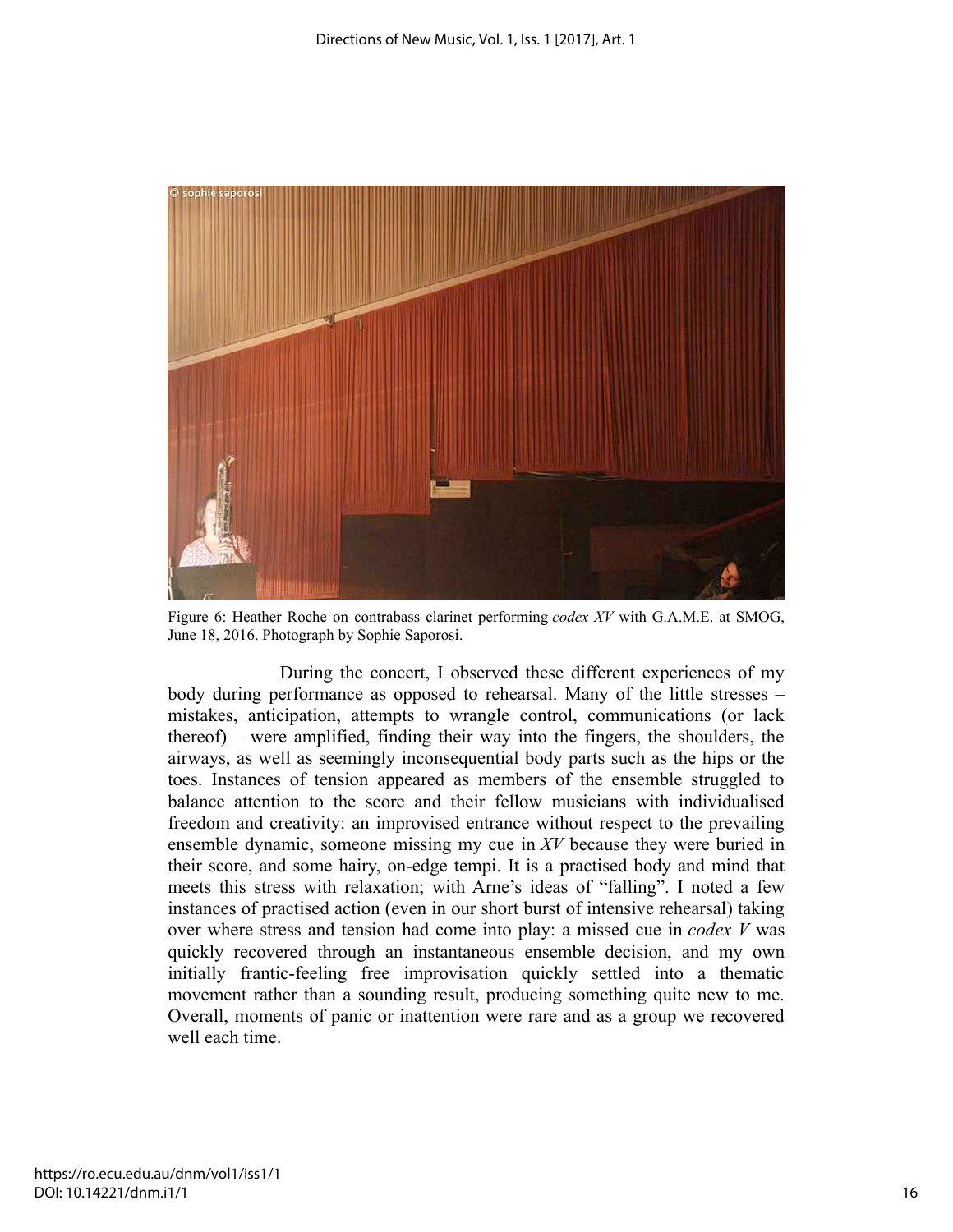Figure 6: Heather Roche on contrabass clarinet performing *codex XV* with G.A.M.E. at SMOG, June 18, 2016. Photograph by Sophie Saporosi.

During the concert, I observed these different experiences of my body during performance as opposed to rehearsal. Many of the little stresses – mistakes, anticipation, attempts to wrangle control, communications (or lack thereof) – were amplified, finding their way into the fingers, the shoulders, the airways, as well as seemingly inconsequential body parts such as the hips or the toes. Instances of tension appeared as members of the ensemble struggled to balance attention to the score and their fellow musicians with individualised freedom and creativity: an improvised entrance without respect to the prevailing ensemble dynamic, someone missing my cue in *XV* because they were buried in their score, and some hairy, on-edge tempi. It is a practised body and mind that meets this stress with relaxation; with Arne's ideas of "falling". I noted a few instances of practised action (even in our short burst of intensive rehearsal) taking over where stress and tension had come into play: a missed cue in *codex V* was quickly recovered through an instantaneous ensemble decision, and my own initially frantic-feeling free improvisation quickly settled into a thematic movement rather than a sounding result, producing something quite new to me. Overall, moments of panic or inattention were rare and as a group we recovered well each time.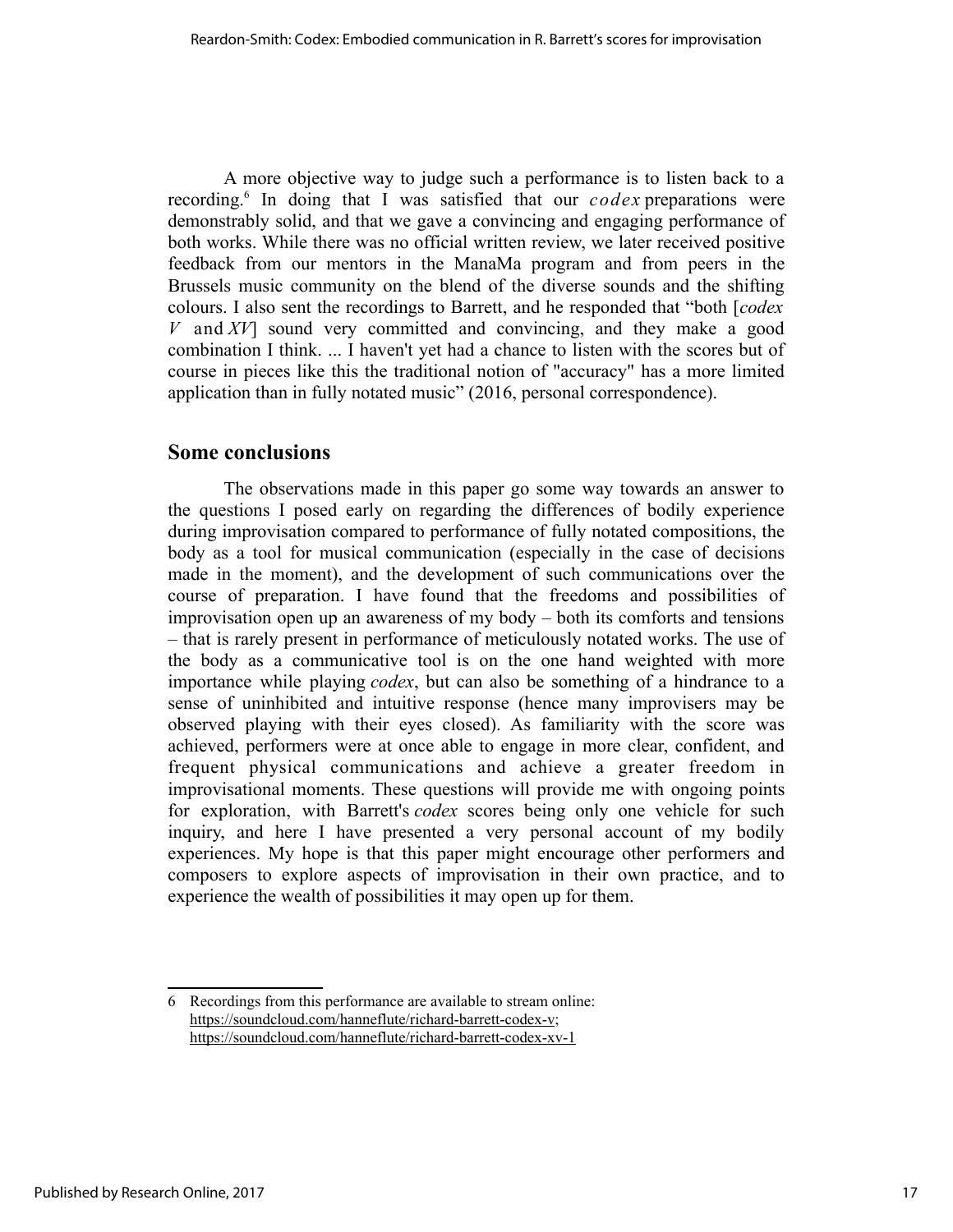A more objective way to judge such a performance is to listen back to a recording.[6] In doing that I was satisfied that our *codex* preparations were demonstrably solid, and that we gave a convincing and engaging performance of both works. While there was no official written review, we later received positive feedback from our mentors in the ManaMa program and from peers in the Brussels music community on the blend of the diverse sounds and the shifting colours. I also sent the recordings to Barrett, and he responded that "both [*codex V* and *XV*] sound very committed and convincing, and they make a good combination I think. ... I haven't yet had a chance to listen with the scores but of course in pieces like this the traditional notion of "accuracy" has a more limited application than in fully notated music" (2016, personal correspondence).

## Some conclusions

The observations made in this paper go some way towards an answer to the questions I posed early on regarding the differences of bodily experience during improvisation compared to performance of fully notated compositions, the body as a tool for musical communication (especially in the case of decisions made in the moment), and the development of such communications over the course of preparation. I have found that the freedoms and possibilities of improvisation open up an awareness of my body – both its comforts and tensions – that is rarely present in performance of meticulously notated works. The use of the body as a communicative tool is on the one hand weighted with more importance while playing *codex*, but can also be something of a hindrance to a sense of uninhibited and intuitive response (hence many improvisers may be observed playing with their eyes closed). As familiarity with the score was achieved, performers were at once able to engage in more clear, confident, and frequent physical communications and achieve a greater freedom in improvisational moments. These questions will provide me with ongoing points for exploration, with Barrett's *codex* scores being only one vehicle for such inquiry, and here I have presented a very personal account of my bodily experiences. My hope is that this paper might encourage other performers and composers to explore aspects of improvisation in their own practice, and to experience the wealth of possibilities it may open up for them.

---

6 Recordings from this performance are available to stream online: https://soundcloud.com/hanneflute/richard-barrett-codex-v; https://soundcloud.com/hanneflute/richard-barrett-codex-xv-1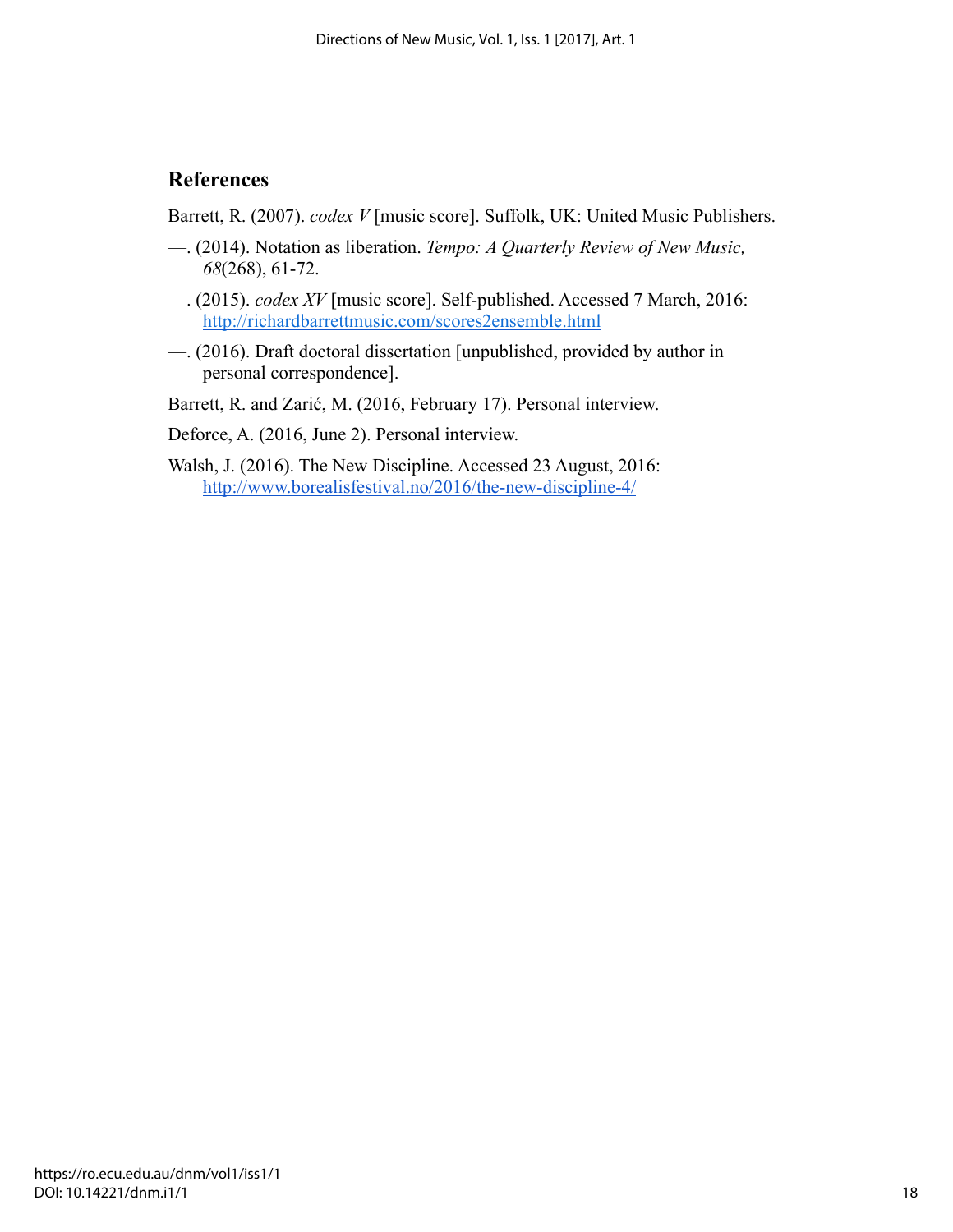## References

Barrett, R. (2007). *codex V* [music score]. Suffolk, UK: United Music Publishers.

—. (2014). Notation as liberation. *Tempo: A Quarterly Review of New Music, 68*(268), 61-72.

—. (2015). *codex XV* [music score]. Self-published. Accessed 7 March, 2016: http://richardbarrettmusic.com/scores2ensemble.html

—. (2016). Draft doctoral dissertation [unpublished, provided by author in personal correspondence].

Barrett, R. and Zarić, M. (2016, February 17). Personal interview.

Deforce, A. (2016, June 2). Personal interview.

Walsh, J. (2016). The New Discipline. Accessed 23 August, 2016: http://www.borealisfestival.no/2016/the-new-discipline-4/